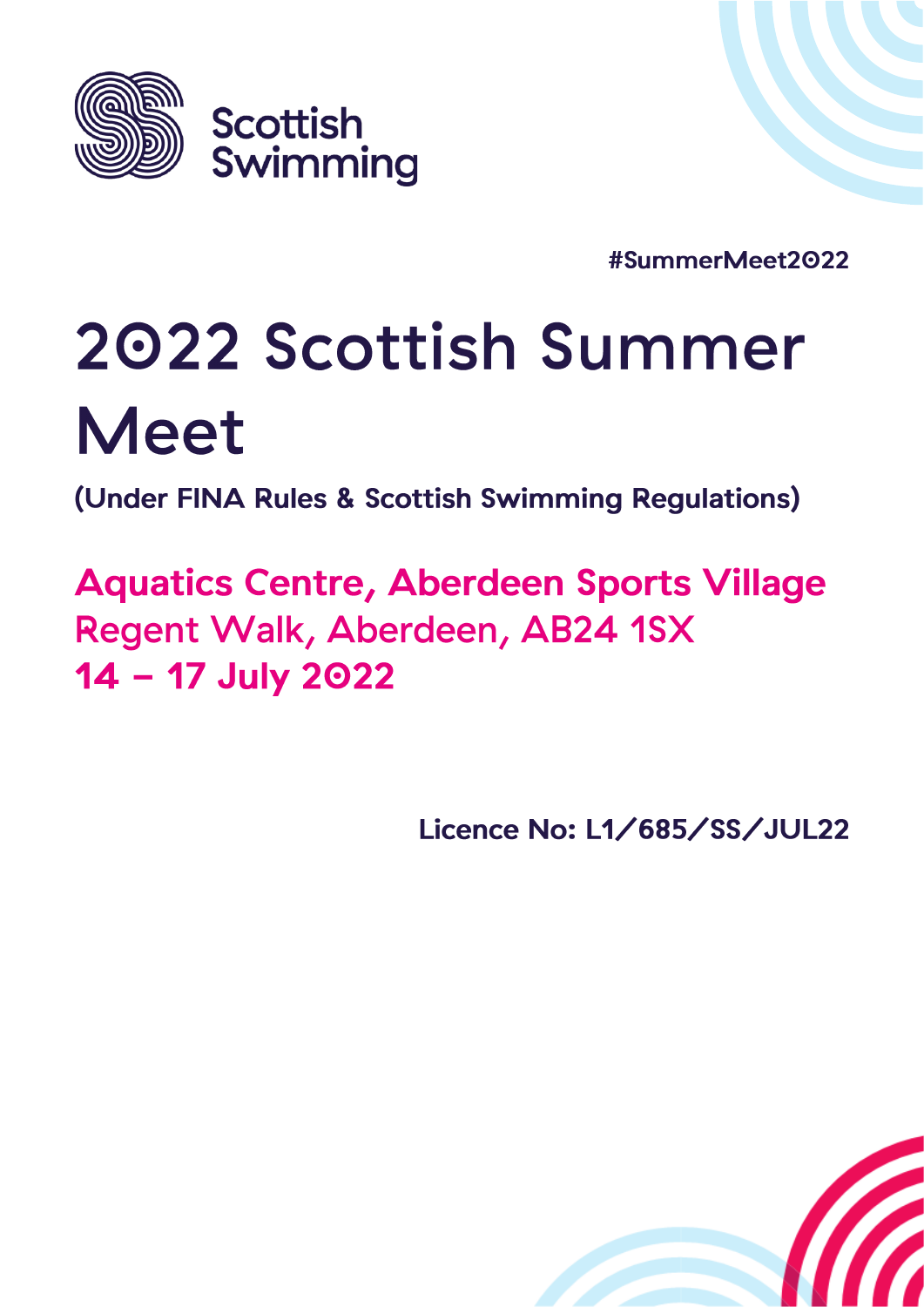Scottish Swimming

#SummerMeet2022

# 2022 Scottish Summer Meet

**(Under FINA Rules & Scottish Swimming Regulations)**

**Aquatics Centre, Aberdeen Sports Village**
Regent Walk, Aberdeen, AB24 1SX
**14 – 17 July 2022**

**Licence No: L1/685/SS/JUL22**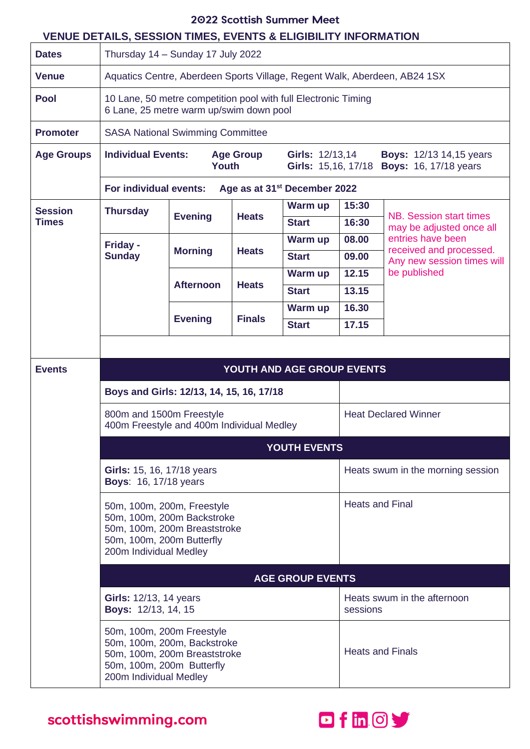# 2022 Scottish Summer Meet

## VENUE DETAILS, SESSION TIMES, EVENTS & ELIGIBILITY INFORMATION

| | |
|---|---|
| **Dates** | Thursday 14 – Sunday 17 July 2022 |
| **Venue** | Aquatics Centre, Aberdeen Sports Village, Regent Walk, Aberdeen, AB24 1SX |
| **Pool** | 10 Lane, 50 metre competition pool with full Electronic Timing<br>6 Lane, 25 metre warm up/swim down pool |
| **Promoter** | SASA National Swimming Committee |
| **Age Groups** | **Individual Events:** **Age Group** **Girls:** 12/13,14 **Boys:** 12/13 14,15 years<br>**Youth** **Girls:** 15,16, 17/18 **Boys:** 16, 17/18 years<br>**For individual events:** **Age as at 31st December 2022** |

### Session Times

| Day | Session | Type | | Time |
|---|---|---|---|---|
| **Thursday** | **Evening** | **Heats** | **Warm up** | **15:30** |
| | | | **Start** | **16:30** |
| **Friday - Sunday** | **Morning** | **Heats** | **Warm up** | **08.00** |
| | | | **Start** | **09.00** |
| | **Afternoon** | **Heats** | **Warm up** | **12.15** |
| | | | **Start** | **13.15** |
| | **Evening** | **Finals** | **Warm up** | **16.30** |
| | | | **Start** | **17.15** |

NB. Session start times may be adjusted once all entries have been received and processed. Any new session times will be published

### Events

| **YOUTH AND AGE GROUP EVENTS** | |
|---|---|
| **Boys and Girls: 12/13, 14, 15, 16, 17/18** | |
| 800m and 1500m Freestyle<br>400m Freestyle and 400m Individual Medley | Heat Declared Winner |
| **YOUTH EVENTS** | |
| **Girls:** 15, 16, 17/18 years<br>**Boys**: 16, 17/18 years | Heats swum in the morning session |
| 50m, 100m, 200m, Freestyle<br>50m, 100m, 200m Backstroke<br>50m, 100m, 200m Breaststroke<br>50m, 100m, 200m Butterfly<br>200m Individual Medley | Heats and Final |
| **AGE GROUP EVENTS** | |
| **Girls:** 12/13, 14 years<br>**Boys:** 12/13, 14, 15 | Heats swum in the afternoon sessions |
| 50m, 100m, 200m Freestyle<br>50m, 100m, 200m, Backstroke<br>50m, 100m, 200m Breaststroke<br>50m, 100m, 200m Butterfly<br>200m Individual Medley | Heats and Finals |

scottishswimming.com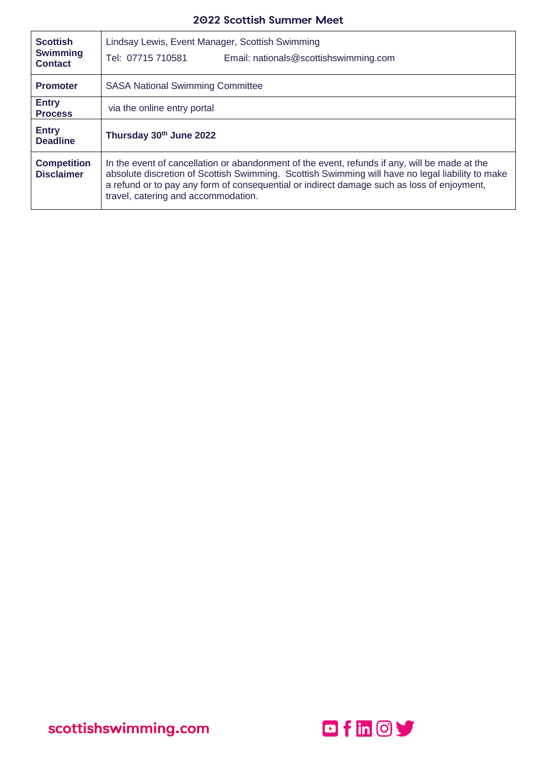| **Scottish Swimming Contact** | Lindsay Lewis, Event Manager, Scottish Swimming<br>Tel: 07715 710581 Email: nationals@scottishswimming.com |
|---|---|
| **Promoter** | SASA National Swimming Committee |
| **Entry Process** | via the online entry portal |
| **Entry Deadline** | **Thursday 30th June 2022** |
| **Competition Disclaimer** | In the event of cancellation or abandonment of the event, refunds if any, will be made at the absolute discretion of Scottish Swimming. Scottish Swimming will have no legal liability to make a refund or to pay any form of consequential or indirect damage such as loss of enjoyment, travel, catering and accommodation. |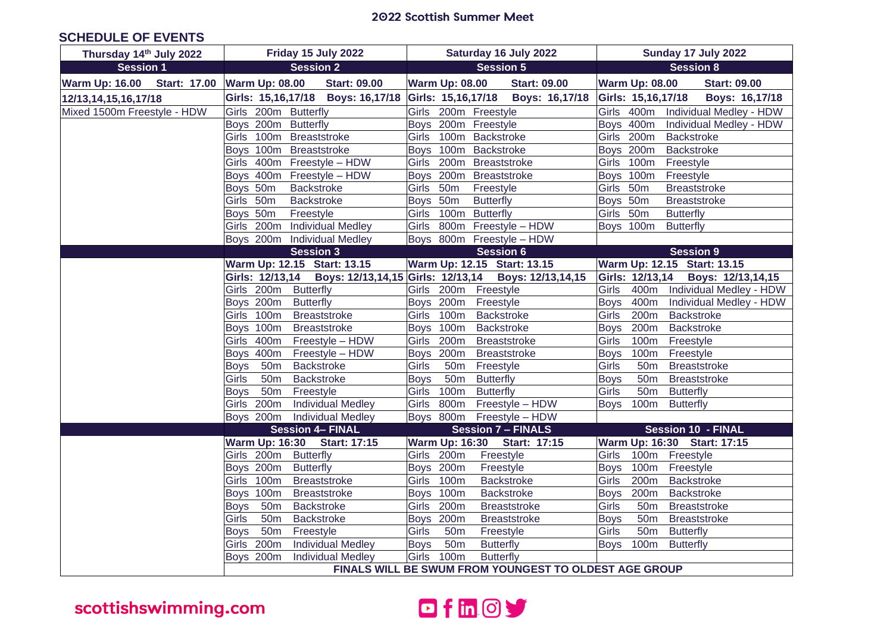## 2022 Scottish Summer Meet

### SCHEDULE OF EVENTS

| Thursday 14th July 2022 | Friday 15 July 2022 | Saturday 16 July 2022 | Sunday 17 July 2022 |
|---|---|---|---|
| **Session 1** | **Session 2** | **Session 5** | **Session 8** |
| **Warm Up: 16.00 Start: 17.00** | **Warm Up: 08.00 Start: 09.00** | **Warm Up: 08.00 Start: 09.00** | **Warm Up: 08.00 Start: 09.00** |
| **12/13,14,15,16,17/18** | **Girls: 15,16,17/18 Boys: 16,17/18** | **Girls: 15,16,17/18 Boys: 16,17/18** | **Girls: 15,16,17/18 Boys: 16,17/18** |
| Mixed 1500m Freestyle - HDW | Girls 200m Butterfly | Girls 200m Freestyle | Girls 400m Individual Medley - HDW |
| | Boys 200m Butterfly | Boys 200m Freestyle | Boys 400m Individual Medley - HDW |
| | Girls 100m Breaststroke | Girls 100m Backstroke | Girls 200m Backstroke |
| | Boys 100m Breaststroke | Boys 100m Backstroke | Boys 200m Backstroke |
| | Girls 400m Freestyle – HDW | Girls 200m Breaststroke | Girls 100m Freestyle |
| | Boys 400m Freestyle – HDW | Boys 200m Breaststroke | Boys 100m Freestyle |
| | Boys 50m Backstroke | Girls 50m Freestyle | Girls 50m Breaststroke |
| | Girls 50m Backstroke | Boys 50m Butterfly | Boys 50m Breaststroke |
| | Boys 50m Freestyle | Girls 100m Butterfly | Girls 50m Butterfly |
| | Girls 200m Individual Medley | Girls 800m Freestyle – HDW | Boys 100m Butterfly |
| | Boys 200m Individual Medley | Boys 800m Freestyle – HDW | |
| | **Session 3** | **Session 6** | **Session 9** |
| | **Warm Up: 12.15 Start: 13.15** | **Warm Up: 12.15 Start: 13.15** | **Warm Up: 12.15 Start: 13.15** |
| | **Girls: 12/13,14 Boys: 12/13,14,15** | **Girls: 12/13,14 Boys: 12/13,14,15** | **Girls: 12/13,14 Boys: 12/13,14,15** |
| | Girls 200m Butterfly | Girls 200m Freestyle | Girls 400m Individual Medley - HDW |
| | Boys 200m Butterfly | Boys 200m Freestyle | Boys 400m Individual Medley - HDW |
| | Girls 100m Breaststroke | Girls 100m Backstroke | Girls 200m Backstroke |
| | Boys 100m Breaststroke | Boys 100m Backstroke | Boys 200m Backstroke |
| | Girls 400m Freestyle – HDW | Girls 200m Breaststroke | Girls 100m Freestyle |
| | Boys 400m Freestyle – HDW | Boys 200m Breaststroke | Boys 100m Freestyle |
| | Boys 50m Backstroke | Girls 50m Freestyle | Girls 50m Breaststroke |
| | Girls 50m Backstroke | Boys 50m Butterfly | Boys 50m Breaststroke |
| | Boys 50m Freestyle | Girls 100m Butterfly | Girls 50m Butterfly |
| | Girls 200m Individual Medley | Girls 800m Freestyle – HDW | Boys 100m Butterfly |
| | Boys 200m Individual Medley | Boys 800m Freestyle – HDW | |
| | **Session 4– FINAL** | **Session 7 – FINALS** | **Session 10 - FINAL** |
| | **Warm Up: 16:30 Start: 17:15** | **Warm Up: 16:30 Start: 17:15** | **Warm Up: 16:30 Start: 17:15** |
| | Girls 200m Butterfly | Girls 200m Freestyle | Girls 100m Freestyle |
| | Boys 200m Butterfly | Boys 200m Freestyle | Boys 100m Freestyle |
| | Girls 100m Breaststroke | Girls 100m Backstroke | Girls 200m Backstroke |
| | Boys 100m Breaststroke | Boys 100m Backstroke | Boys 200m Backstroke |
| | Boys 50m Backstroke | Girls 200m Breaststroke | Girls 50m Breaststroke |
| | Girls 50m Backstroke | Boys 200m Breaststroke | Boys 50m Breaststroke |
| | Boys 50m Freestyle | Girls 50m Freestyle | Girls 50m Butterfly |
| | Girls 200m Individual Medley | Boys 50m Butterfly | Boys 100m Butterfly |
| | Boys 200m Individual Medley | Girls 100m Butterfly | |
| | **FINALS WILL BE SWUM FROM YOUNGEST TO OLDEST AGE GROUP** | | |

scottishswimming.com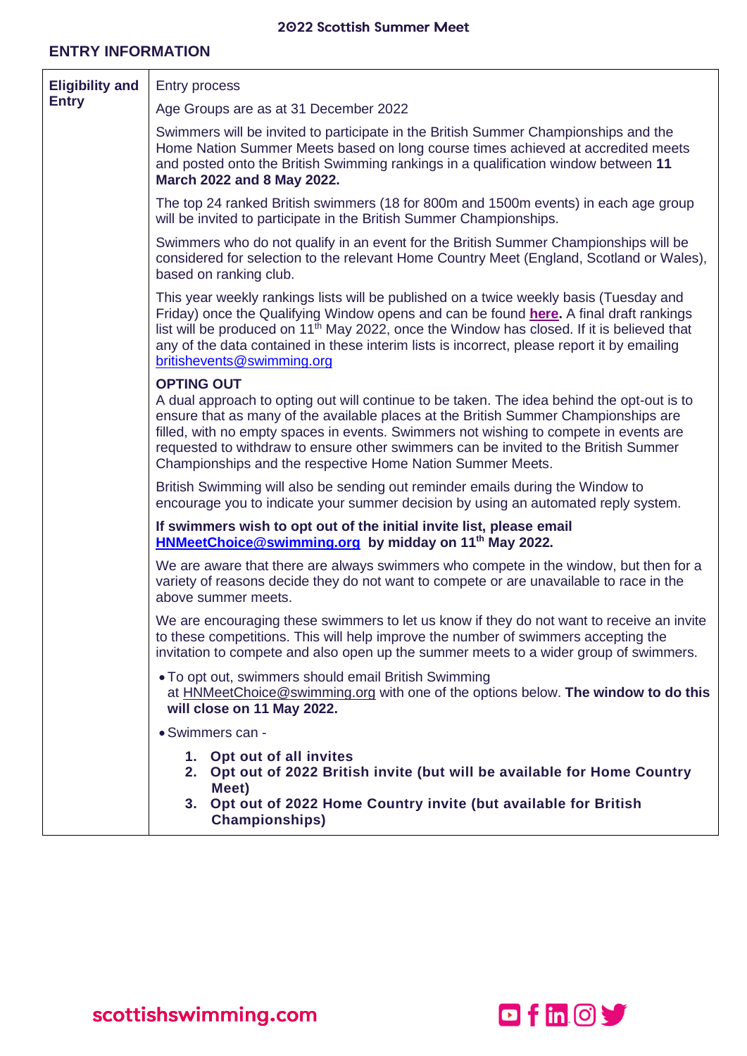## ENTRY INFORMATION

| | |
|---|---|
| **Eligibility and Entry** | Entry process<br><br>Age Groups are as at 31 December 2022<br><br>Swimmers will be invited to participate in the British Summer Championships and the Home Nation Summer Meets based on long course times achieved at accredited meets and posted onto the British Swimming rankings in a qualification window between **11 March 2022 and 8 May 2022.**<br><br>The top 24 ranked British swimmers (18 for 800m and 1500m events) in each age group will be invited to participate in the British Summer Championships.<br><br>Swimmers who do not qualify in an event for the British Summer Championships will be considered for selection to the relevant Home Country Meet (England, Scotland or Wales), based on ranking club.<br><br>This year weekly rankings lists will be published on a twice weekly basis (Tuesday and Friday) once the Qualifying Window opens and can be found **here.** A final draft rankings list will be produced on 11th May 2022, once the Window has closed. If it is believed that any of the data contained in these interim lists is incorrect, please report it by emailing britishevents@swimming.org<br><br>**OPTING OUT**<br>A dual approach to opting out will continue to be taken. The idea behind the opt-out is to ensure that as many of the available places at the British Summer Championships are filled, with no empty spaces in events. Swimmers not wishing to compete in events are requested to withdraw to ensure other swimmers can be invited to the British Summer Championships and the respective Home Nation Summer Meets.<br><br>British Swimming will also be sending out reminder emails during the Window to encourage you to indicate your summer decision by using an automated reply system.<br><br>**If swimmers wish to opt out of the initial invite list, please email HNMeetChoice@swimming.org by midday on 11th May 2022.**<br><br>We are aware that there are always swimmers who compete in the window, but then for a variety of reasons decide they do not want to compete or are unavailable to race in the above summer meets.<br><br>We are encouraging these swimmers to let us know if they do not want to receive an invite to these competitions. This will help improve the number of swimmers accepting the invitation to compete and also open up the summer meets to a wider group of swimmers.<br><br>• To opt out, swimmers should email British Swimming at HNMeetChoice@swimming.org with one of the options below. **The window to do this will close on 11 May 2022.**<br><br>• Swimmers can -<br><br>1. **Opt out of all invites**<br>2. **Opt out of 2022 British invite (but will be available for Home Country Meet)**<br>3. **Opt out of 2022 Home Country invite (but available for British Championships)** |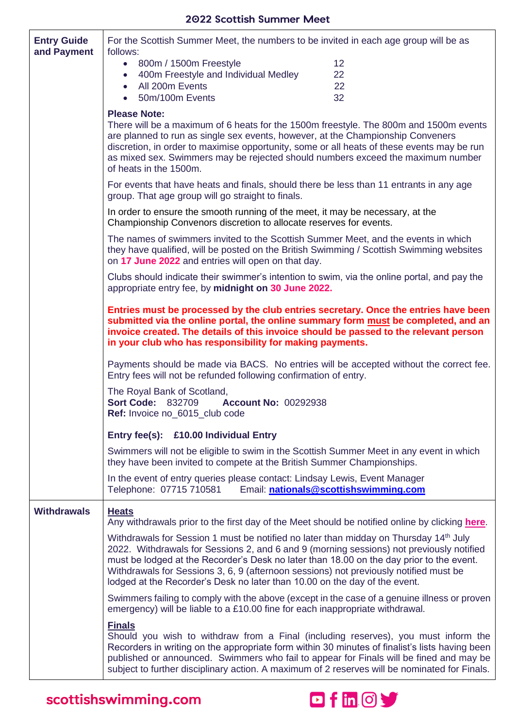# 2022 Scottish Summer Meet

## Entry Guide and Payment

For the Scottish Summer Meet, the numbers to be invited in each age group will be as follows:

| Event | Number |
|---|---|
| 800m / 1500m Freestyle | 12 |
| 400m Freestyle and Individual Medley | 22 |
| All 200m Events | 22 |
| 50m/100m Events | 32 |

**Please Note:**
There will be a maximum of 6 heats for the 1500m freestyle. The 800m and 1500m events are planned to run as single sex events, however, at the Championship Conveners discretion, in order to maximise opportunity, some or all heats of these events may be run as mixed sex. Swimmers may be rejected should numbers exceed the maximum number of heats in the 1500m.

For events that have heats and finals, should there be less than 11 entrants in any age group. That age group will go straight to finals.

In order to ensure the smooth running of the meet, it may be necessary, at the Championship Convenors discretion to allocate reserves for events.

The names of swimmers invited to the Scottish Summer Meet, and the events in which they have qualified, will be posted on the British Swimming / Scottish Swimming websites on **17 June 2022** and entries will open on that day.

Clubs should indicate their swimmer's intention to swim, via the online portal, and pay the appropriate entry fee, by **midnight on 30 June 2022.**

**Entries must be processed by the club entries secretary. Once the entries have been submitted via the online portal, the online summary form <u>must</u> be completed, and an invoice created. The details of this invoice should be passed to the relevant person in your club who has responsibility for making payments.**

Payments should be made via BACS. No entries will be accepted without the correct fee. Entry fees will not be refunded following confirmation of entry.

The Royal Bank of Scotland,
**Sort Code:** 832709 **Account No:** 00292938
**Ref:** Invoice no_6015_club code

**Entry fee(s): £10.00 Individual Entry**

Swimmers will not be eligible to swim in the Scottish Summer Meet in any event in which they have been invited to compete at the British Summer Championships.

In the event of entry queries please contact: Lindsay Lewis, Event Manager
Telephone: 07715 710581 Email: **nationals@scottishswimming.com**

## Withdrawals

**<u>Heats</u>**
Any withdrawals prior to the first day of the Meet should be notified online by clicking **here**.

Withdrawals for Session 1 must be notified no later than midday on Thursday 14th July 2022. Withdrawals for Sessions 2, and 6 and 9 (morning sessions) not previously notified must be lodged at the Recorder's Desk no later than 18.00 on the day prior to the event. Withdrawals for Sessions 3, 6, 9 (afternoon sessions) not previously notified must be lodged at the Recorder's Desk no later than 10.00 on the day of the event.

Swimmers failing to comply with the above (except in the case of a genuine illness or proven emergency) will be liable to a £10.00 fine for each inappropriate withdrawal.

**<u>Finals</u>**
Should you wish to withdraw from a Final (including reserves), you must inform the Recorders in writing on the appropriate form within 30 minutes of finalist's lists having been published or announced. Swimmers who fail to appear for Finals will be fined and may be subject to further disciplinary action. A maximum of 2 reserves will be nominated for Finals.

scottishswimming.com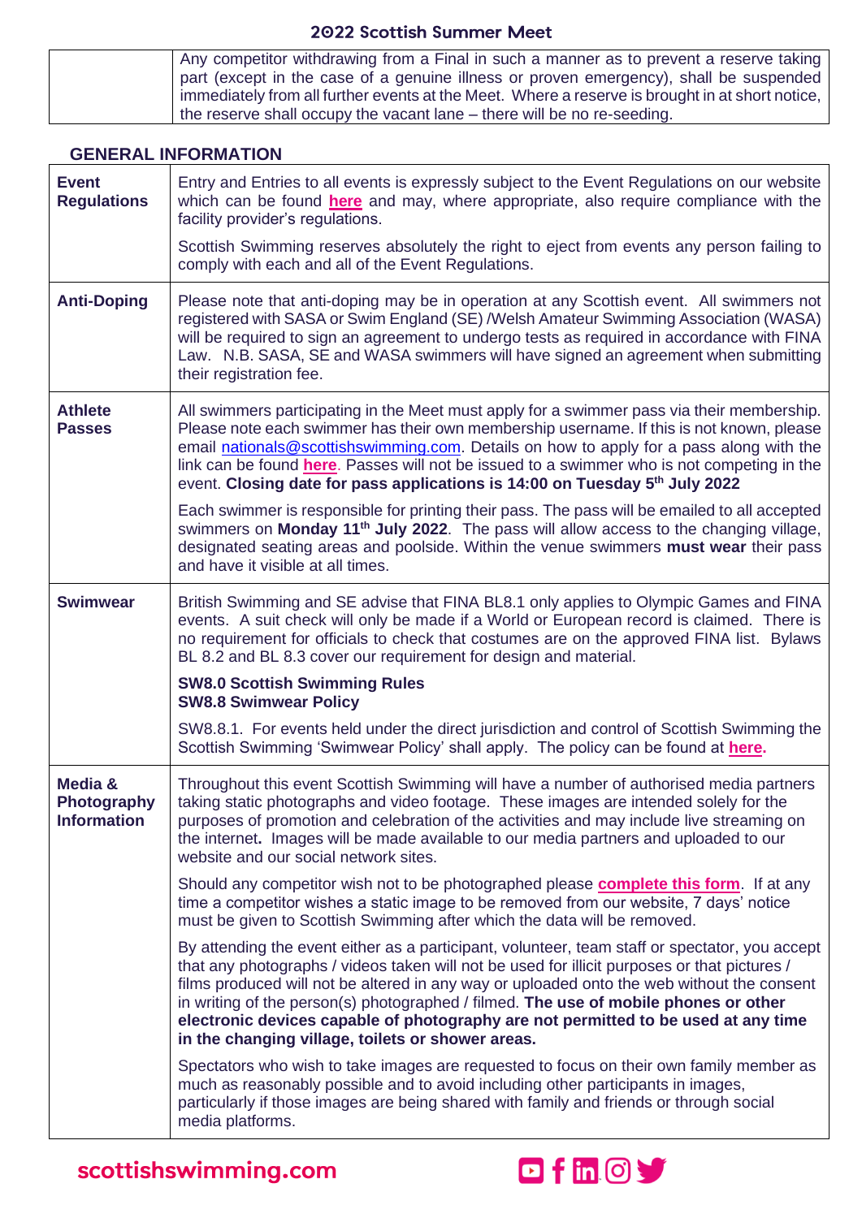| | |
|---|---|
| | Any competitor withdrawing from a Final in such a manner as to prevent a reserve taking part (except in the case of a genuine illness or proven emergency), shall be suspended immediately from all further events at the Meet. Where a reserve is brought in at short notice, the reserve shall occupy the vacant lane – there will be no re-seeding. |

## GENERAL INFORMATION

| | |
|---|---|
| **Event Regulations** | Entry and Entries to all events is expressly subject to the Event Regulations on our website which can be found **here** and may, where appropriate, also require compliance with the facility provider's regulations.<br><br>Scottish Swimming reserves absolutely the right to eject from events any person failing to comply with each and all of the Event Regulations. |
| **Anti-Doping** | Please note that anti-doping may be in operation at any Scottish event. All swimmers not registered with SASA or Swim England (SE) /Welsh Amateur Swimming Association (WASA) will be required to sign an agreement to undergo tests as required in accordance with FINA Law. N.B. SASA, SE and WASA swimmers will have signed an agreement when submitting their registration fee. |
| **Athlete Passes** | All swimmers participating in the Meet must apply for a swimmer pass via their membership. Please note each swimmer has their own membership username. If this is not known, please email nationals@scottishswimming.com. Details on how to apply for a pass along with the link can be found **here**. Passes will not be issued to a swimmer who is not competing in the event. **Closing date for pass applications is 14:00 on Tuesday 5th July 2022**<br><br>Each swimmer is responsible for printing their pass. The pass will be emailed to all accepted swimmers on **Monday 11th July 2022**. The pass will allow access to the changing village, designated seating areas and poolside. Within the venue swimmers **must wear** their pass and have it visible at all times. |
| **Swimwear** | British Swimming and SE advise that FINA BL8.1 only applies to Olympic Games and FINA events. A suit check will only be made if a World or European record is claimed. There is no requirement for officials to check that costumes are on the approved FINA list. Bylaws BL 8.2 and BL 8.3 cover our requirement for design and material.<br><br>**SW8.0 Scottish Swimming Rules**<br>**SW8.8 Swimwear Policy**<br><br>SW8.8.1. For events held under the direct jurisdiction and control of Scottish Swimming the Scottish Swimming 'Swimwear Policy' shall apply. The policy can be found at **here.** |
| **Media & Photography Information** | Throughout this event Scottish Swimming will have a number of authorised media partners taking static photographs and video footage. These images are intended solely for the purposes of promotion and celebration of the activities and may include live streaming on the internet**.** Images will be made available to our media partners and uploaded to our website and our social network sites.<br><br>Should any competitor wish not to be photographed please **complete this form**. If at any time a competitor wishes a static image to be removed from our website, 7 days' notice must be given to Scottish Swimming after which the data will be removed.<br><br>By attending the event either as a participant, volunteer, team staff or spectator, you accept that any photographs / videos taken will not be used for illicit purposes or that pictures / films produced will not be altered in any way or uploaded onto the web without the consent in writing of the person(s) photographed / filmed. **The use of mobile phones or other electronic devices capable of photography are not permitted to be used at any time in the changing village, toilets or shower areas.**<br><br>Spectators who wish to take images are requested to focus on their own family member as much as reasonably possible and to avoid including other participants in images, particularly if those images are being shared with family and friends or through social media platforms. |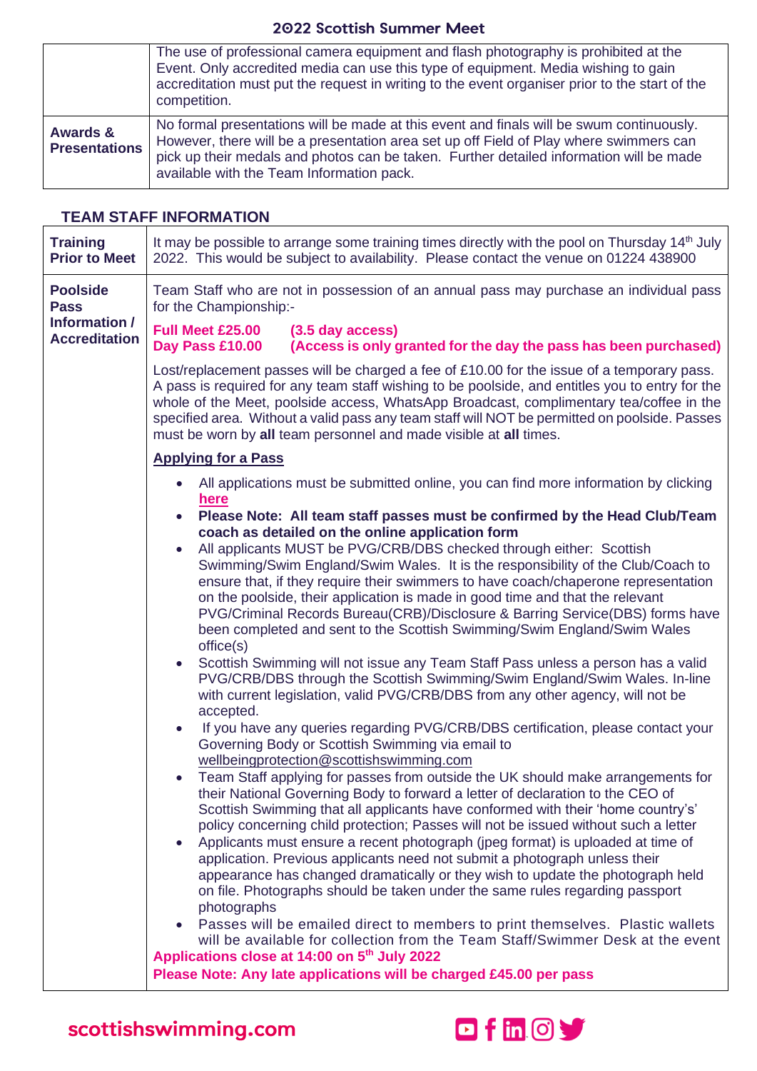| | |
|---|---|
| | The use of professional camera equipment and flash photography is prohibited at the Event. Only accredited media can use this type of equipment. Media wishing to gain accreditation must put the request in writing to the event organiser prior to the start of the competition. |
| **Awards & Presentations** | No formal presentations will be made at this event and finals will be swum continuously. However, there will be a presentation area set up off Field of Play where swimmers can pick up their medals and photos can be taken. Further detailed information will be made available with the Team Information pack. |

## TEAM STAFF INFORMATION

| | |
|---|---|
| **Training Prior to Meet** | It may be possible to arrange some training times directly with the pool on Thursday 14th July 2022. This would be subject to availability. Please contact the venue on 01224 438900 |
| **Poolside Pass Information / Accreditation** | Team Staff who are not in possession of an annual pass may purchase an individual pass for the Championship:- <br> **Full Meet £25.00 (3.5 day access)** <br> **Day Pass £10.00 (Access is only granted for the day the pass has been purchased)** <br> Lost/replacement passes will be charged a fee of £10.00 for the issue of a temporary pass. A pass is required for any team staff wishing to be poolside, and entitles you to entry for the whole of the Meet, poolside access, WhatsApp Broadcast, complimentary tea/coffee in the specified area. Without a valid pass any team staff will NOT be permitted on poolside. Passes must be worn by **all** team personnel and made visible at **all** times. <br> **Applying for a Pass** <br> • All applications must be submitted online, you can find more information by clicking **here** <br> • **Please Note: All team staff passes must be confirmed by the Head Club/Team coach as detailed on the online application form** <br> • All applicants MUST be PVG/CRB/DBS checked through either: Scottish Swimming/Swim England/Swim Wales. It is the responsibility of the Club/Coach to ensure that, if they require their swimmers to have coach/chaperone representation on the poolside, their application is made in good time and that the relevant PVG/Criminal Records Bureau(CRB)/Disclosure & Barring Service(DBS) forms have been completed and sent to the Scottish Swimming/Swim England/Swim Wales office(s) <br> • Scottish Swimming will not issue any Team Staff Pass unless a person has a valid PVG/CRB/DBS through the Scottish Swimming/Swim England/Swim Wales. In-line with current legislation, valid PVG/CRB/DBS from any other agency, will not be accepted. <br> • If you have any queries regarding PVG/CRB/DBS certification, please contact your Governing Body or Scottish Swimming via email to wellbeingprotection@scottishswimming.com <br> • Team Staff applying for passes from outside the UK should make arrangements for their National Governing Body to forward a letter of declaration to the CEO of Scottish Swimming that all applicants have conformed with their 'home country's' policy concerning child protection; Passes will not be issued without such a letter <br> • Applicants must ensure a recent photograph (jpeg format) is uploaded at time of application. Previous applicants need not submit a photograph unless their appearance has changed dramatically or they wish to update the photograph held on file. Photographs should be taken under the same rules regarding passport photographs <br> • Passes will be emailed direct to members to print themselves. Plastic wallets will be available for collection from the Team Staff/Swimmer Desk at the event <br> **Applications close at 14:00 on 5th July 2022** <br> **Please Note: Any late applications will be charged £45.00 per pass** |